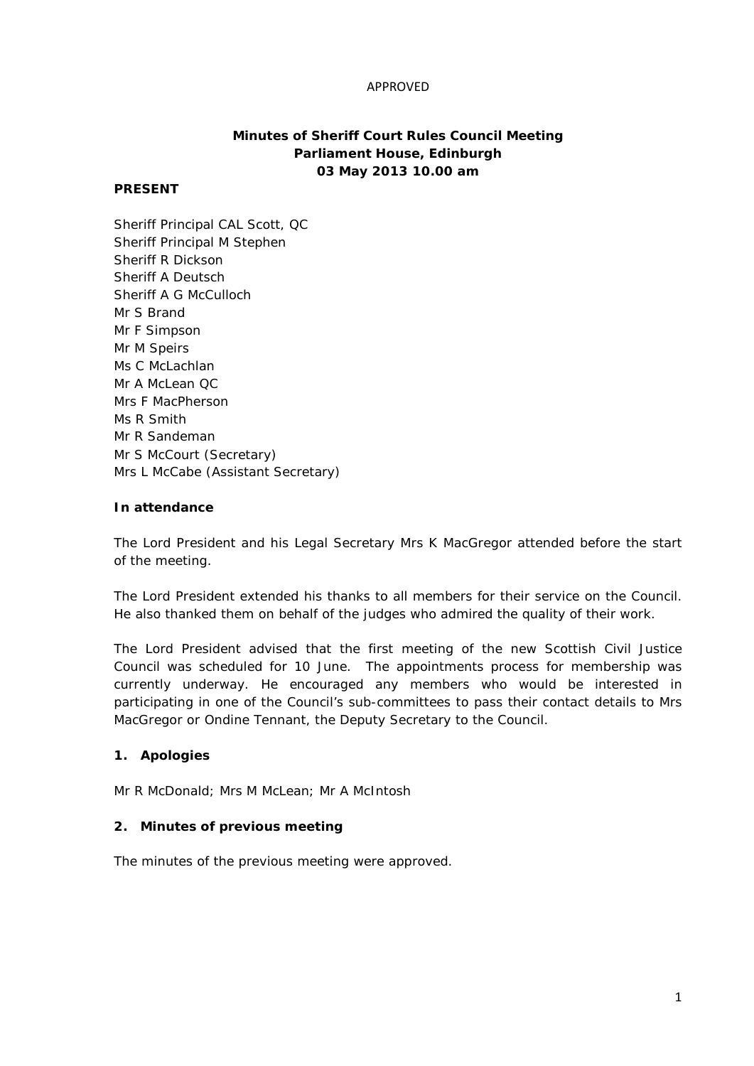APPROVED

# Minutes of Sheriff Court Rules Council Meeting
## Parliament House, Edinburgh
## 03 May 2013 10.00 am

**PRESENT**

Sheriff Principal CAL Scott, QC
Sheriff Principal M Stephen
Sheriff R Dickson
Sheriff A Deutsch
Sheriff A G McCulloch
Mr S Brand
Mr F Simpson
Mr M Speirs
Ms C McLachlan
Mr A McLean QC
Mrs F MacPherson
Ms R Smith
Mr R Sandeman
Mr S McCourt (Secretary)
Mrs L McCabe (Assistant Secretary)

**In attendance**

The Lord President and his Legal Secretary Mrs K MacGregor attended before the start of the meeting.

The Lord President extended his thanks to all members for their service on the Council. He also thanked them on behalf of the judges who admired the quality of their work.

The Lord President advised that the first meeting of the new Scottish Civil Justice Council was scheduled for 10 June. The appointments process for membership was currently underway. He encouraged any members who would be interested in participating in one of the Council's sub-committees to pass their contact details to Mrs MacGregor or Ondine Tennant, the Deputy Secretary to the Council.

### 1. Apologies

Mr R McDonald; Mrs M McLean; Mr A McIntosh

### 2. Minutes of previous meeting

The minutes of the previous meeting were approved.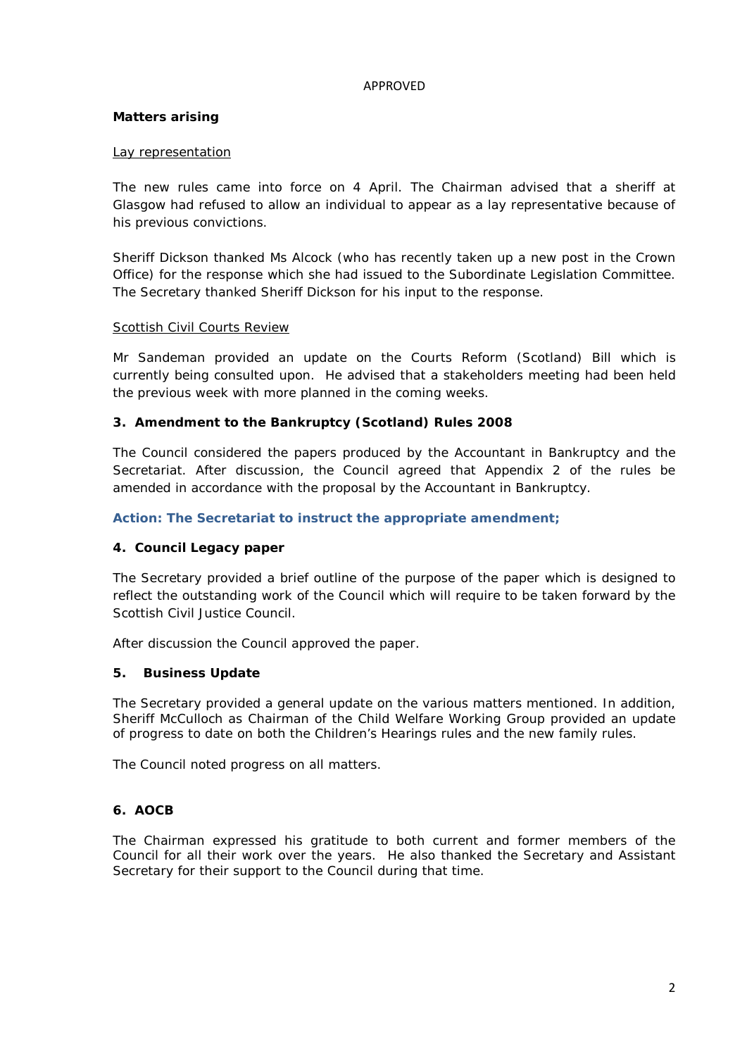APPROVED

**Matters arising**

Lay representation

The new rules came into force on 4 April. The Chairman advised that a sheriff at Glasgow had refused to allow an individual to appear as a lay representative because of his previous convictions.

Sheriff Dickson thanked Ms Alcock (who has recently taken up a new post in the Crown Office) for the response which she had issued to the Subordinate Legislation Committee. The Secretary thanked Sheriff Dickson for his input to the response.

Scottish Civil Courts Review

Mr Sandeman provided an update on the Courts Reform (Scotland) Bill which is currently being consulted upon. He advised that a stakeholders meeting had been held the previous week with more planned in the coming weeks.

**3. Amendment to the Bankruptcy (Scotland) Rules 2008**

The Council considered the papers produced by the Accountant in Bankruptcy and the Secretariat. After discussion, the Council agreed that Appendix 2 of the rules be amended in accordance with the proposal by the Accountant in Bankruptcy.

**Action: The Secretariat to instruct the appropriate amendment;**

**4. Council Legacy paper**

The Secretary provided a brief outline of the purpose of the paper which is designed to reflect the outstanding work of the Council which will require to be taken forward by the Scottish Civil Justice Council.

After discussion the Council approved the paper.

**5. Business Update**

The Secretary provided a general update on the various matters mentioned. In addition, Sheriff McCulloch as Chairman of the Child Welfare Working Group provided an update of progress to date on both the Children's Hearings rules and the new family rules.

The Council noted progress on all matters.

**6. AOCB**

The Chairman expressed his gratitude to both current and former members of the Council for all their work over the years. He also thanked the Secretary and Assistant Secretary for their support to the Council during that time.